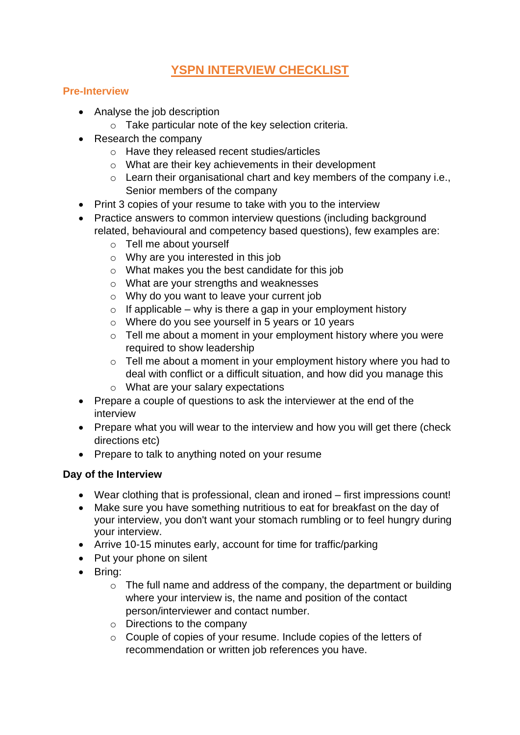# YSPN INTERVIEW CHECKLIST

## Pre-Interview

- Analyse the job description
  - Take particular note of the key selection criteria.
- Research the company
  - Have they released recent studies/articles
  - What are their key achievements in their development
  - Learn their organisational chart and key members of the company i.e., Senior members of the company
- Print 3 copies of your resume to take with you to the interview
- Practice answers to common interview questions (including background related, behavioural and competency based questions), few examples are:
  - Tell me about yourself
  - Why are you interested in this job
  - What makes you the best candidate for this job
  - What are your strengths and weaknesses
  - Why do you want to leave your current job
  - If applicable – why is there a gap in your employment history
  - Where do you see yourself in 5 years or 10 years
  - Tell me about a moment in your employment history where you were required to show leadership
  - Tell me about a moment in your employment history where you had to deal with conflict or a difficult situation, and how did you manage this
  - What are your salary expectations
- Prepare a couple of questions to ask the interviewer at the end of the interview
- Prepare what you will wear to the interview and how you will get there (check directions etc)
- Prepare to talk to anything noted on your resume

## Day of the Interview

- Wear clothing that is professional, clean and ironed – first impressions count!
- Make sure you have something nutritious to eat for breakfast on the day of your interview, you don't want your stomach rumbling or to feel hungry during your interview.
- Arrive 10-15 minutes early, account for time for traffic/parking
- Put your phone on silent
- Bring:
  - The full name and address of the company, the department or building where your interview is, the name and position of the contact person/interviewer and contact number.
  - Directions to the company
  - Couple of copies of your resume. Include copies of the letters of recommendation or written job references you have.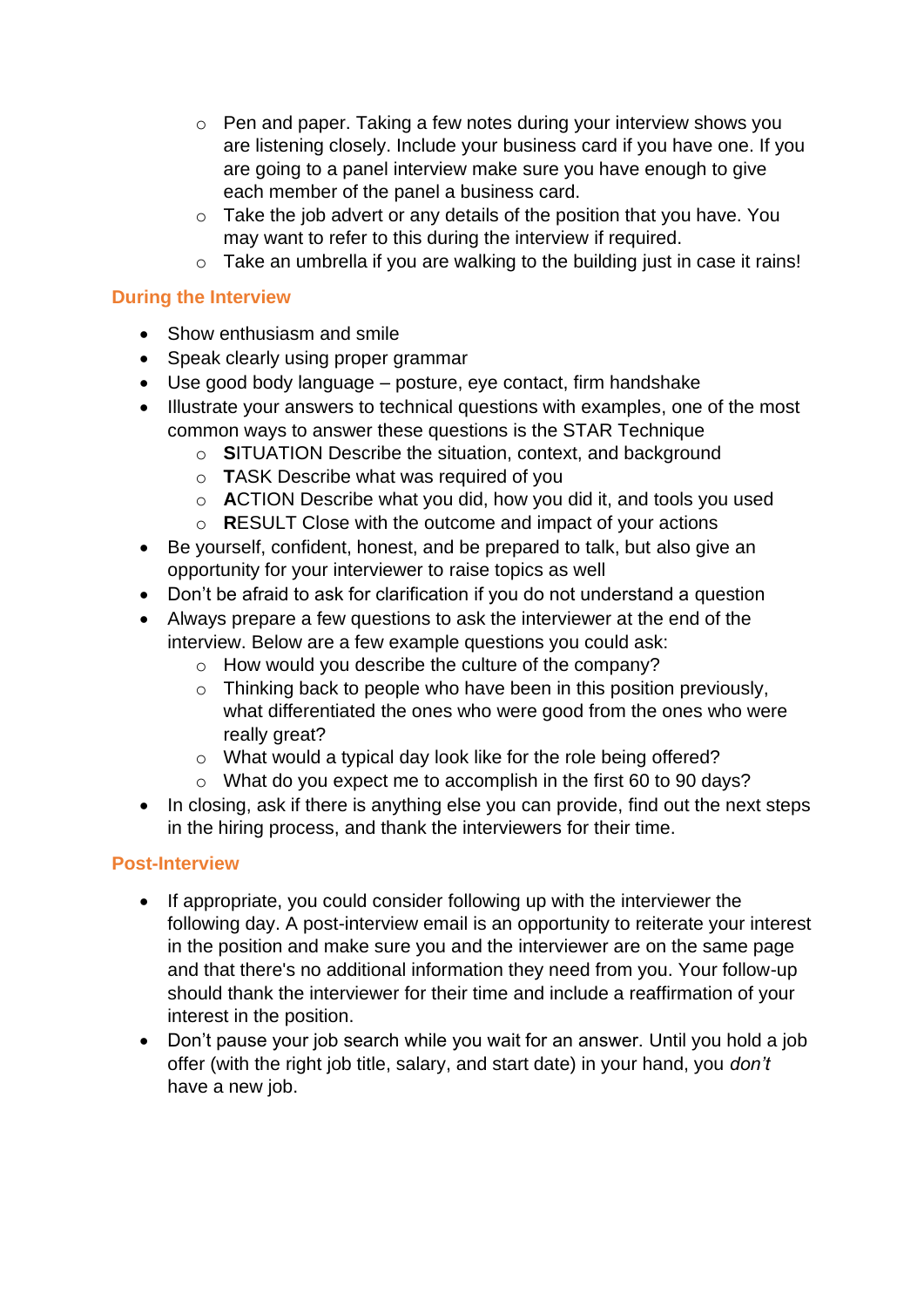- Pen and paper. Taking a few notes during your interview shows you are listening closely. Include your business card if you have one. If you are going to a panel interview make sure you have enough to give each member of the panel a business card.
  - Take the job advert or any details of the position that you have. You may want to refer to this during the interview if required.
  - Take an umbrella if you are walking to the building just in case it rains!

## During the Interview

- Show enthusiasm and smile
- Speak clearly using proper grammar
- Use good body language – posture, eye contact, firm handshake
- Illustrate your answers to technical questions with examples, one of the most common ways to answer these questions is the STAR Technique
  - **S**ITUATION Describe the situation, context, and background
  - **T**ASK Describe what was required of you
  - **A**CTION Describe what you did, how you did it, and tools you used
  - **R**ESULT Close with the outcome and impact of your actions
- Be yourself, confident, honest, and be prepared to talk, but also give an opportunity for your interviewer to raise topics as well
- Don't be afraid to ask for clarification if you do not understand a question
- Always prepare a few questions to ask the interviewer at the end of the interview. Below are a few example questions you could ask:
  - How would you describe the culture of the company?
  - Thinking back to people who have been in this position previously, what differentiated the ones who were good from the ones who were really great?
  - What would a typical day look like for the role being offered?
  - What do you expect me to accomplish in the first 60 to 90 days?
- In closing, ask if there is anything else you can provide, find out the next steps in the hiring process, and thank the interviewers for their time.

## Post-Interview

- If appropriate, you could consider following up with the interviewer the following day. A post-interview email is an opportunity to reiterate your interest in the position and make sure you and the interviewer are on the same page and that there's no additional information they need from you. Your follow-up should thank the interviewer for their time and include a reaffirmation of your interest in the position.
- Don't pause your job search while you wait for an answer. Until you hold a job offer (with the right job title, salary, and start date) in your hand, you *don't* have a new job.